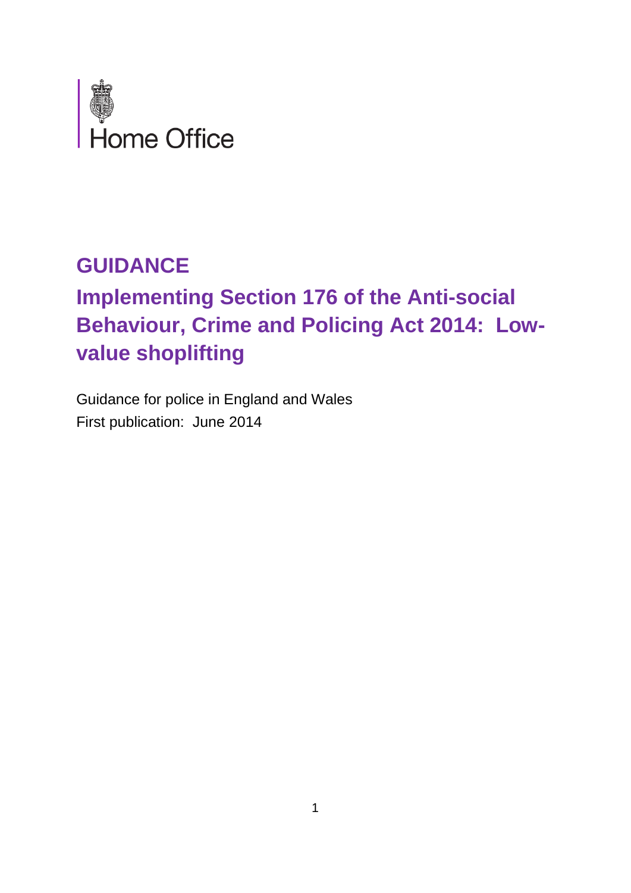Home Office

# GUIDANCE

# Implementing Section 176 of the Anti-social Behaviour, Crime and Policing Act 2014: Low-value shoplifting

Guidance for police in England and Wales
First publication: June 2014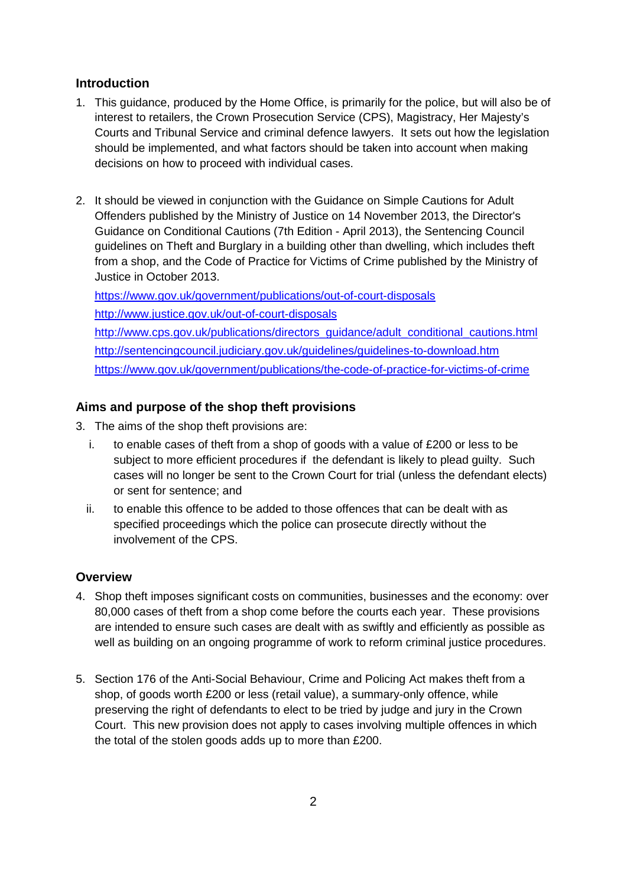## Introduction

1. This guidance, produced by the Home Office, is primarily for the police, but will also be of interest to retailers, the Crown Prosecution Service (CPS), Magistracy, Her Majesty's Courts and Tribunal Service and criminal defence lawyers. It sets out how the legislation should be implemented, and what factors should be taken into account when making decisions on how to proceed with individual cases.

2. It should be viewed in conjunction with the Guidance on Simple Cautions for Adult Offenders published by the Ministry of Justice on 14 November 2013, the Director's Guidance on Conditional Cautions (7th Edition - April 2013), the Sentencing Council guidelines on Theft and Burglary in a building other than dwelling, which includes theft from a shop, and the Code of Practice for Victims of Crime published by the Ministry of Justice in October 2013.

   https://www.gov.uk/government/publications/out-of-court-disposals
   http://www.justice.gov.uk/out-of-court-disposals
   http://www.cps.gov.uk/publications/directors_guidance/adult_conditional_cautions.html
   http://sentencingcouncil.judiciary.gov.uk/guidelines/guidelines-to-download.htm
   https://www.gov.uk/government/publications/the-code-of-practice-for-victims-of-crime

## Aims and purpose of the shop theft provisions

3. The aims of the shop theft provisions are:
   i. to enable cases of theft from a shop of goods with a value of £200 or less to be subject to more efficient procedures if the defendant is likely to plead guilty. Such cases will no longer be sent to the Crown Court for trial (unless the defendant elects) or sent for sentence; and
   ii. to enable this offence to be added to those offences that can be dealt with as specified proceedings which the police can prosecute directly without the involvement of the CPS.

## Overview

4. Shop theft imposes significant costs on communities, businesses and the economy: over 80,000 cases of theft from a shop come before the courts each year. These provisions are intended to ensure such cases are dealt with as swiftly and efficiently as possible as well as building on an ongoing programme of work to reform criminal justice procedures.

5. Section 176 of the Anti-Social Behaviour, Crime and Policing Act makes theft from a shop, of goods worth £200 or less (retail value), a summary-only offence, while preserving the right of defendants to elect to be tried by judge and jury in the Crown Court. This new provision does not apply to cases involving multiple offences in which the total of the stolen goods adds up to more than £200.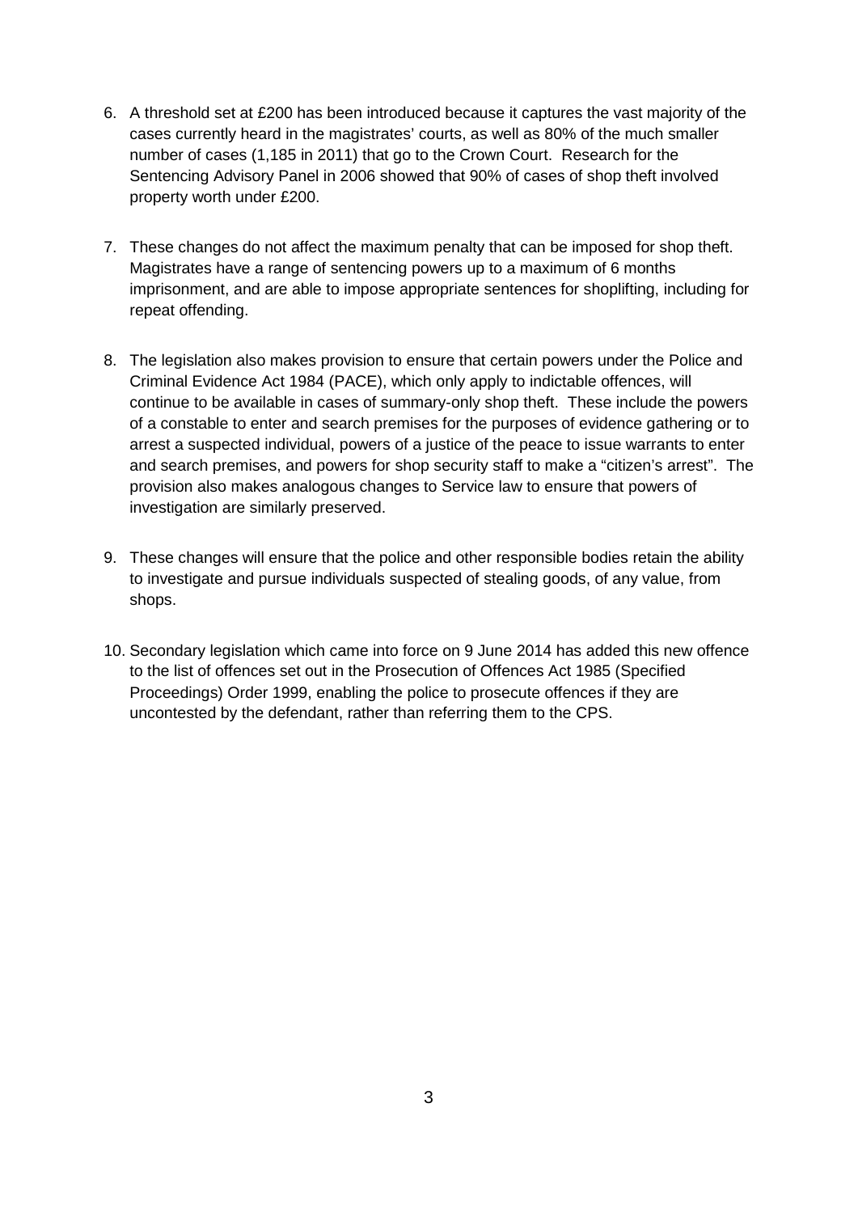6. A threshold set at £200 has been introduced because it captures the vast majority of the cases currently heard in the magistrates' courts, as well as 80% of the much smaller number of cases (1,185 in 2011) that go to the Crown Court. Research for the Sentencing Advisory Panel in 2006 showed that 90% of cases of shop theft involved property worth under £200.

7. These changes do not affect the maximum penalty that can be imposed for shop theft. Magistrates have a range of sentencing powers up to a maximum of 6 months imprisonment, and are able to impose appropriate sentences for shoplifting, including for repeat offending.

8. The legislation also makes provision to ensure that certain powers under the Police and Criminal Evidence Act 1984 (PACE), which only apply to indictable offences, will continue to be available in cases of summary-only shop theft. These include the powers of a constable to enter and search premises for the purposes of evidence gathering or to arrest a suspected individual, powers of a justice of the peace to issue warrants to enter and search premises, and powers for shop security staff to make a "citizen's arrest". The provision also makes analogous changes to Service law to ensure that powers of investigation are similarly preserved.

9. These changes will ensure that the police and other responsible bodies retain the ability to investigate and pursue individuals suspected of stealing goods, of any value, from shops.

10. Secondary legislation which came into force on 9 June 2014 has added this new offence to the list of offences set out in the Prosecution of Offences Act 1985 (Specified Proceedings) Order 1999, enabling the police to prosecute offences if they are uncontested by the defendant, rather than referring them to the CPS.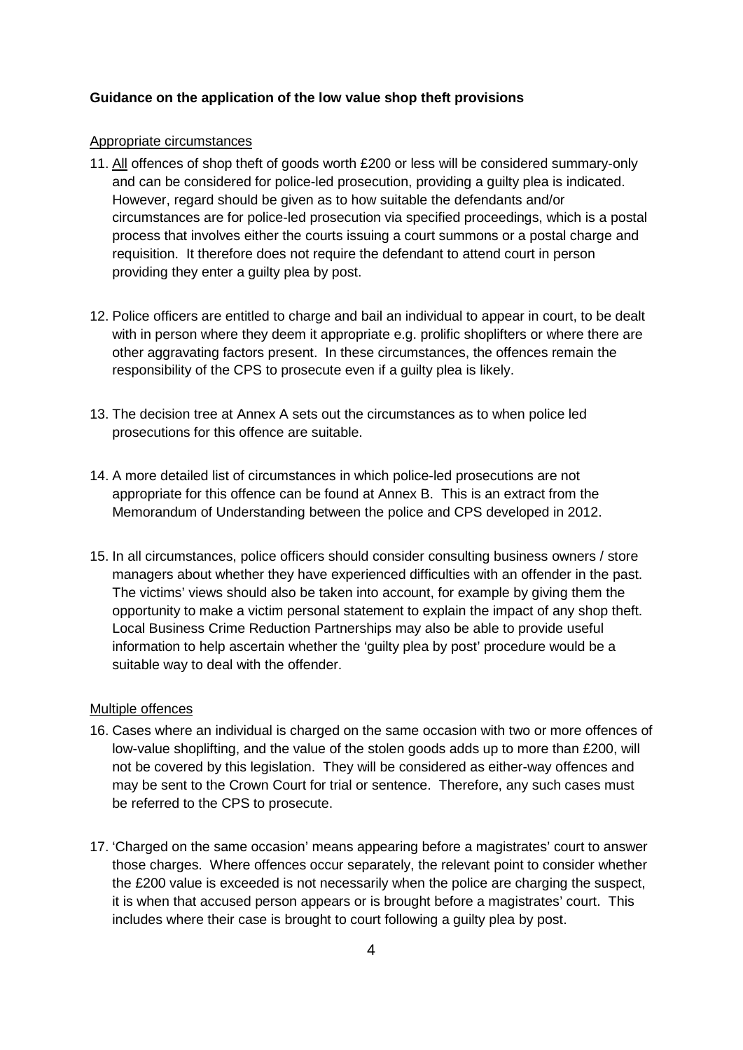**Guidance on the application of the low value shop theft provisions**

<u>Appropriate circumstances</u>

11. <u>All</u> offences of shop theft of goods worth £200 or less will be considered summary-only and can be considered for police-led prosecution, providing a guilty plea is indicated. However, regard should be given as to how suitable the defendants and/or circumstances are for police-led prosecution via specified proceedings, which is a postal process that involves either the courts issuing a court summons or a postal charge and requisition. It therefore does not require the defendant to attend court in person providing they enter a guilty plea by post.

12. Police officers are entitled to charge and bail an individual to appear in court, to be dealt with in person where they deem it appropriate e.g. prolific shoplifters or where there are other aggravating factors present. In these circumstances, the offences remain the responsibility of the CPS to prosecute even if a guilty plea is likely.

13. The decision tree at Annex A sets out the circumstances as to when police led prosecutions for this offence are suitable.

14. A more detailed list of circumstances in which police-led prosecutions are not appropriate for this offence can be found at Annex B. This is an extract from the Memorandum of Understanding between the police and CPS developed in 2012.

15. In all circumstances, police officers should consider consulting business owners / store managers about whether they have experienced difficulties with an offender in the past. The victims' views should also be taken into account, for example by giving them the opportunity to make a victim personal statement to explain the impact of any shop theft. Local Business Crime Reduction Partnerships may also be able to provide useful information to help ascertain whether the 'guilty plea by post' procedure would be a suitable way to deal with the offender.

<u>Multiple offences</u>

16. Cases where an individual is charged on the same occasion with two or more offences of low-value shoplifting, and the value of the stolen goods adds up to more than £200, will not be covered by this legislation. They will be considered as either-way offences and may be sent to the Crown Court for trial or sentence. Therefore, any such cases must be referred to the CPS to prosecute.

17. 'Charged on the same occasion' means appearing before a magistrates' court to answer those charges. Where offences occur separately, the relevant point to consider whether the £200 value is exceeded is not necessarily when the police are charging the suspect, it is when that accused person appears or is brought before a magistrates' court. This includes where their case is brought to court following a guilty plea by post.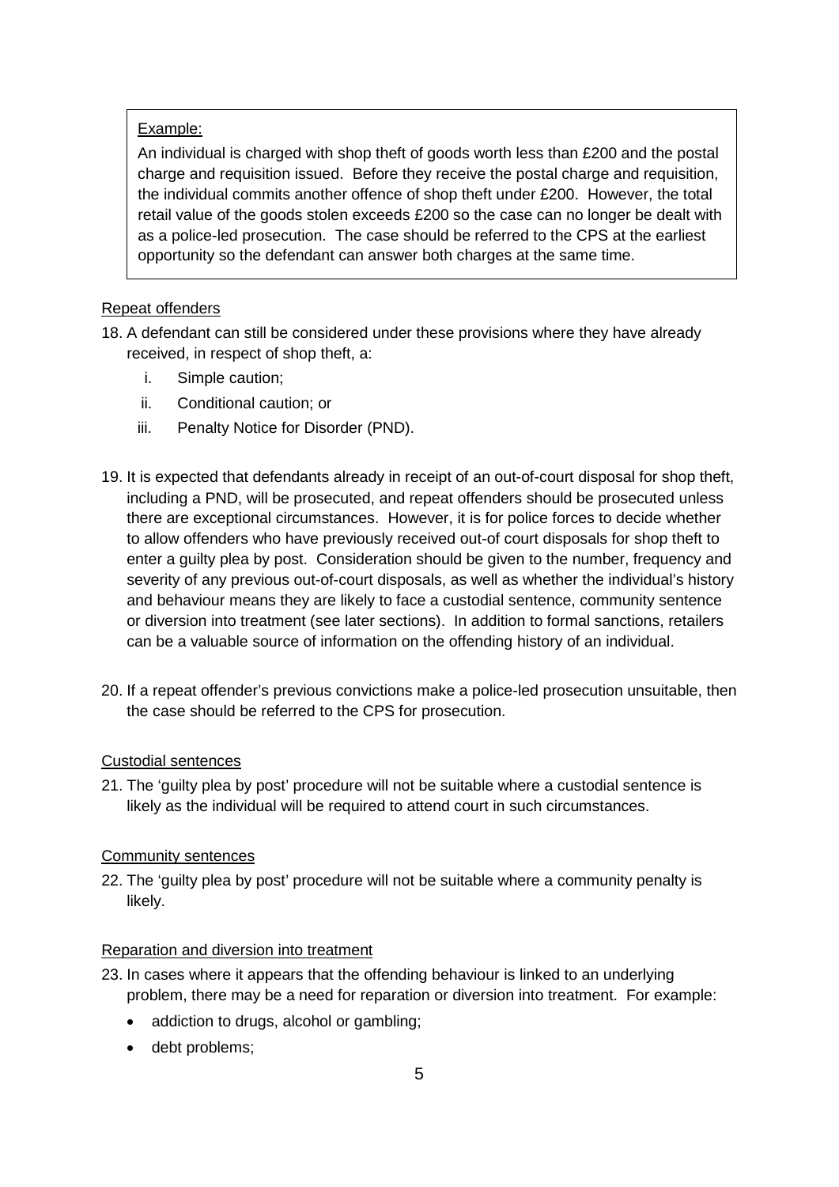> Example:
>
> An individual is charged with shop theft of goods worth less than £200 and the postal charge and requisition issued. Before they receive the postal charge and requisition, the individual commits another offence of shop theft under £200. However, the total retail value of the goods stolen exceeds £200 so the case can no longer be dealt with as a police-led prosecution. The case should be referred to the CPS at the earliest opportunity so the defendant can answer both charges at the same time.

Repeat offenders

18. A defendant can still be considered under these provisions where they have already received, in respect of shop theft, a:
    i. Simple caution;
    ii. Conditional caution; or
    iii. Penalty Notice for Disorder (PND).

19. It is expected that defendants already in receipt of an out-of-court disposal for shop theft, including a PND, will be prosecuted, and repeat offenders should be prosecuted unless there are exceptional circumstances. However, it is for police forces to decide whether to allow offenders who have previously received out-of court disposals for shop theft to enter a guilty plea by post. Consideration should be given to the number, frequency and severity of any previous out-of-court disposals, as well as whether the individual's history and behaviour means they are likely to face a custodial sentence, community sentence or diversion into treatment (see later sections). In addition to formal sanctions, retailers can be a valuable source of information on the offending history of an individual.

20. If a repeat offender's previous convictions make a police-led prosecution unsuitable, then the case should be referred to the CPS for prosecution.

Custodial sentences

21. The 'guilty plea by post' procedure will not be suitable where a custodial sentence is likely as the individual will be required to attend court in such circumstances.

Community sentences

22. The 'guilty plea by post' procedure will not be suitable where a community penalty is likely.

Reparation and diversion into treatment

23. In cases where it appears that the offending behaviour is linked to an underlying problem, there may be a need for reparation or diversion into treatment. For example:
    - addiction to drugs, alcohol or gambling;
    - debt problems;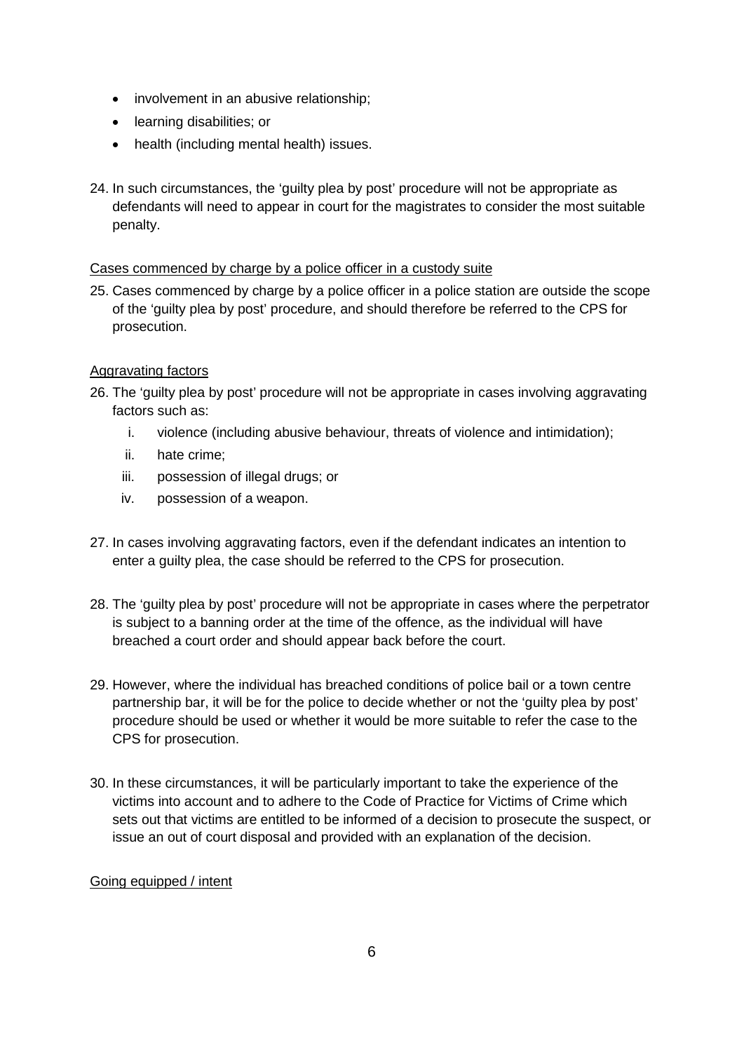- involvement in an abusive relationship;
- learning disabilities; or
- health (including mental health) issues.

24. In such circumstances, the 'guilty plea by post' procedure will not be appropriate as defendants will need to appear in court for the magistrates to consider the most suitable penalty.

<u>Cases commenced by charge by a police officer in a custody suite</u>

25. Cases commenced by charge by a police officer in a police station are outside the scope of the 'guilty plea by post' procedure, and should therefore be referred to the CPS for prosecution.

<u>Aggravating factors</u>

26. The 'guilty plea by post' procedure will not be appropriate in cases involving aggravating factors such as:
    i. violence (including abusive behaviour, threats of violence and intimidation);
    ii. hate crime;
    iii. possession of illegal drugs; or
    iv. possession of a weapon.

27. In cases involving aggravating factors, even if the defendant indicates an intention to enter a guilty plea, the case should be referred to the CPS for prosecution.

28. The 'guilty plea by post' procedure will not be appropriate in cases where the perpetrator is subject to a banning order at the time of the offence, as the individual will have breached a court order and should appear back before the court.

29. However, where the individual has breached conditions of police bail or a town centre partnership bar, it will be for the police to decide whether or not the 'guilty plea by post' procedure should be used or whether it would be more suitable to refer the case to the CPS for prosecution.

30. In these circumstances, it will be particularly important to take the experience of the victims into account and to adhere to the Code of Practice for Victims of Crime which sets out that victims are entitled to be informed of a decision to prosecute the suspect, or issue an out of court disposal and provided with an explanation of the decision.

<u>Going equipped / intent</u>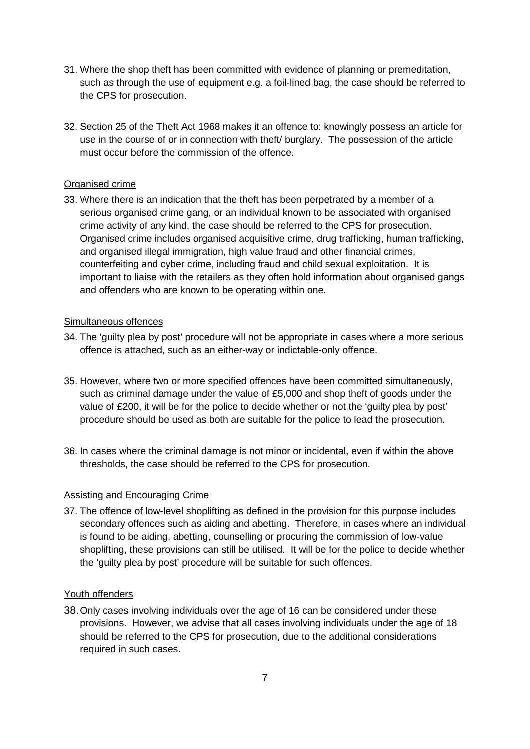31. Where the shop theft has been committed with evidence of planning or premeditation, such as through the use of equipment e.g. a foil-lined bag, the case should be referred to the CPS for prosecution.

32. Section 25 of the Theft Act 1968 makes it an offence to: knowingly possess an article for use in the course of or in connection with theft/ burglary. The possession of the article must occur before the commission of the offence.

Organised crime

33. Where there is an indication that the theft has been perpetrated by a member of a serious organised crime gang, or an individual known to be associated with organised crime activity of any kind, the case should be referred to the CPS for prosecution. Organised crime includes organised acquisitive crime, drug trafficking, human trafficking, and organised illegal immigration, high value fraud and other financial crimes, counterfeiting and cyber crime, including fraud and child sexual exploitation. It is important to liaise with the retailers as they often hold information about organised gangs and offenders who are known to be operating within one.

Simultaneous offences

34. The 'guilty plea by post' procedure will not be appropriate in cases where a more serious offence is attached, such as an either-way or indictable-only offence.

35. However, where two or more specified offences have been committed simultaneously, such as criminal damage under the value of £5,000 and shop theft of goods under the value of £200, it will be for the police to decide whether or not the 'guilty plea by post' procedure should be used as both are suitable for the police to lead the prosecution.

36. In cases where the criminal damage is not minor or incidental, even if within the above thresholds, the case should be referred to the CPS for prosecution.

Assisting and Encouraging Crime

37. The offence of low-level shoplifting as defined in the provision for this purpose includes secondary offences such as aiding and abetting. Therefore, in cases where an individual is found to be aiding, abetting, counselling or procuring the commission of low-value shoplifting, these provisions can still be utilised. It will be for the police to decide whether the 'guilty plea by post' procedure will be suitable for such offences.

Youth offenders

38. Only cases involving individuals over the age of 16 can be considered under these provisions. However, we advise that all cases involving individuals under the age of 18 should be referred to the CPS for prosecution, due to the additional considerations required in such cases.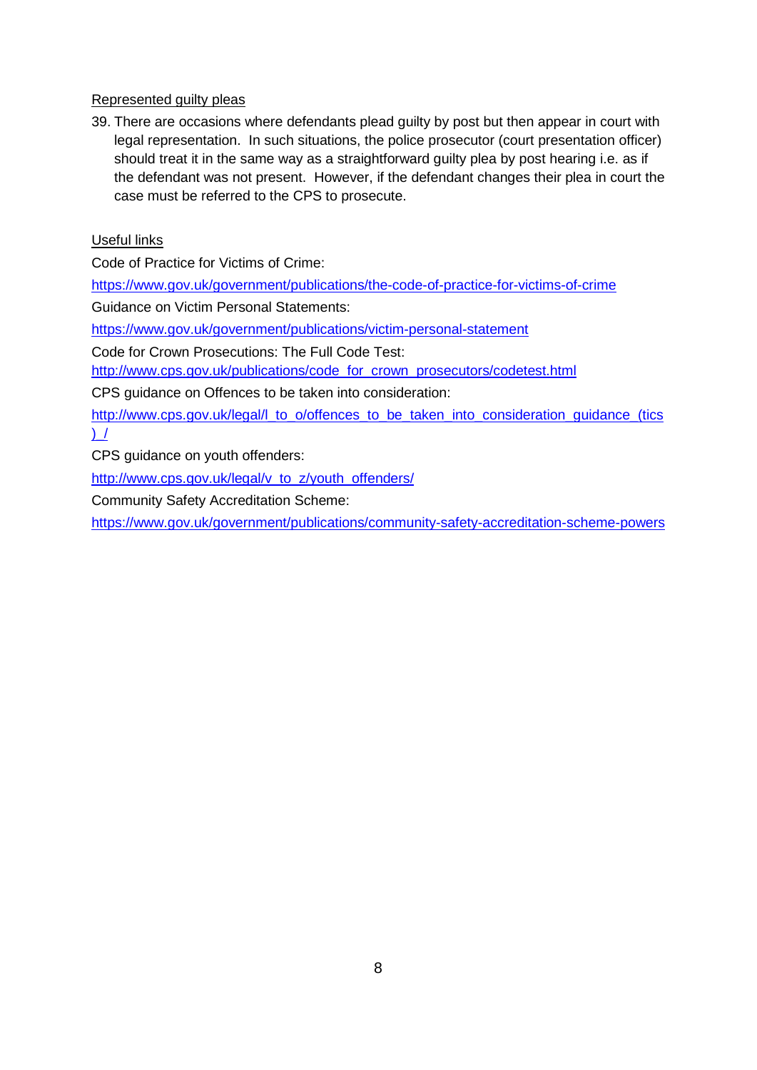Represented guilty pleas

39. There are occasions where defendants plead guilty by post but then appear in court with legal representation. In such situations, the police prosecutor (court presentation officer) should treat it in the same way as a straightforward guilty plea by post hearing i.e. as if the defendant was not present. However, if the defendant changes their plea in court the case must be referred to the CPS to prosecute.

Useful links

Code of Practice for Victims of Crime:

https://www.gov.uk/government/publications/the-code-of-practice-for-victims-of-crime

Guidance on Victim Personal Statements:

https://www.gov.uk/government/publications/victim-personal-statement

Code for Crown Prosecutions: The Full Code Test:

http://www.cps.gov.uk/publications/code_for_crown_prosecutors/codetest.html

CPS guidance on Offences to be taken into consideration:

http://www.cps.gov.uk/legal/l_to_o/offences_to_be_taken_into_consideration_guidance_(tics)_/

CPS guidance on youth offenders:

http://www.cps.gov.uk/legal/v_to_z/youth_offenders/

Community Safety Accreditation Scheme:

https://www.gov.uk/government/publications/community-safety-accreditation-scheme-powers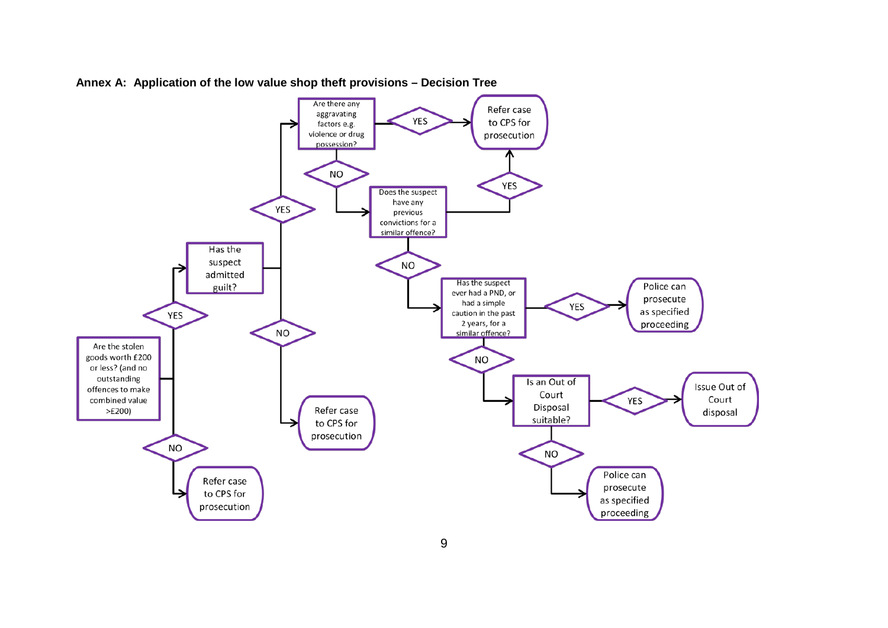**Annex A: Application of the low value shop theft provisions – Decision Tree**

- **Are the stolen goods worth £200 or less? (and no outstanding offences to make combined value >£200)**
  - NO → Refer case to CPS for prosecution
  - YES → **Has the suspect admitted guilt?**
    - NO → Refer case to CPS for prosecution
    - YES → **Are there any aggravating factors e.g. violence or drug possession?**
      - YES → Refer case to CPS for prosecution
      - NO → **Does the suspect have any previous convictions for a similar offence?**
        - YES → Refer case to CPS for prosecution
        - NO → **Has the suspect ever had a PND, or had a simple caution in the past 2 years, for a similar offence?**
          - YES → Police can prosecute as specified proceeding
          - NO → **Is an Out of Court Disposal suitable?**
            - YES → Issue Out of Court disposal
            - NO → Police can prosecute as specified proceeding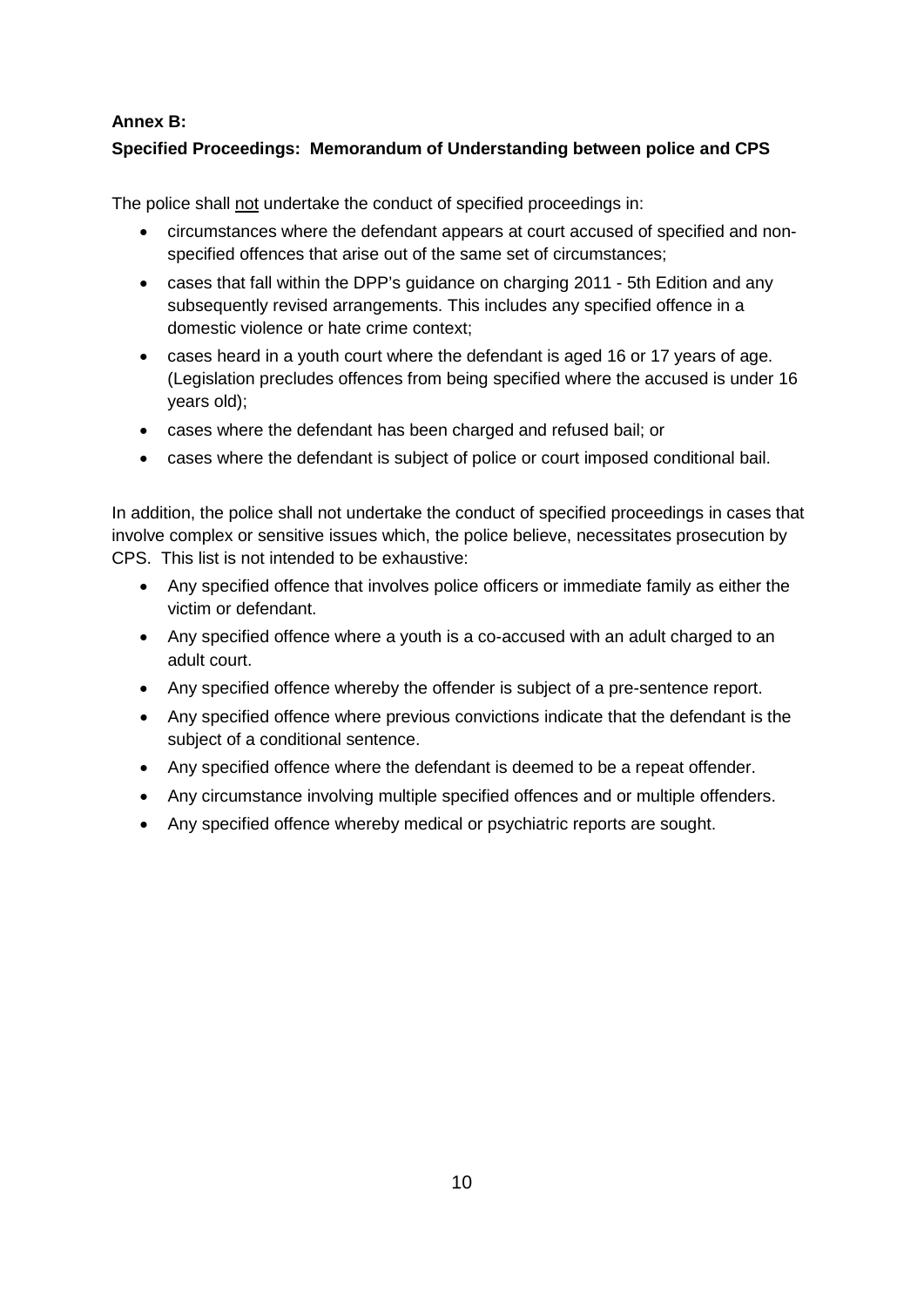**Annex B:**

**Specified Proceedings: Memorandum of Understanding between police and CPS**

The police shall <u>not</u> undertake the conduct of specified proceedings in:

- circumstances where the defendant appears at court accused of specified and non-specified offences that arise out of the same set of circumstances;
- cases that fall within the DPP's guidance on charging 2011 - 5th Edition and any subsequently revised arrangements. This includes any specified offence in a domestic violence or hate crime context;
- cases heard in a youth court where the defendant is aged 16 or 17 years of age. (Legislation precludes offences from being specified where the accused is under 16 years old);
- cases where the defendant has been charged and refused bail; or
- cases where the defendant is subject of police or court imposed conditional bail.

In addition, the police shall not undertake the conduct of specified proceedings in cases that involve complex or sensitive issues which, the police believe, necessitates prosecution by CPS. This list is not intended to be exhaustive:

- Any specified offence that involves police officers or immediate family as either the victim or defendant.
- Any specified offence where a youth is a co-accused with an adult charged to an adult court.
- Any specified offence whereby the offender is subject of a pre-sentence report.
- Any specified offence where previous convictions indicate that the defendant is the subject of a conditional sentence.
- Any specified offence where the defendant is deemed to be a repeat offender.
- Any circumstance involving multiple specified offences and or multiple offenders.
- Any specified offence whereby medical or psychiatric reports are sought.